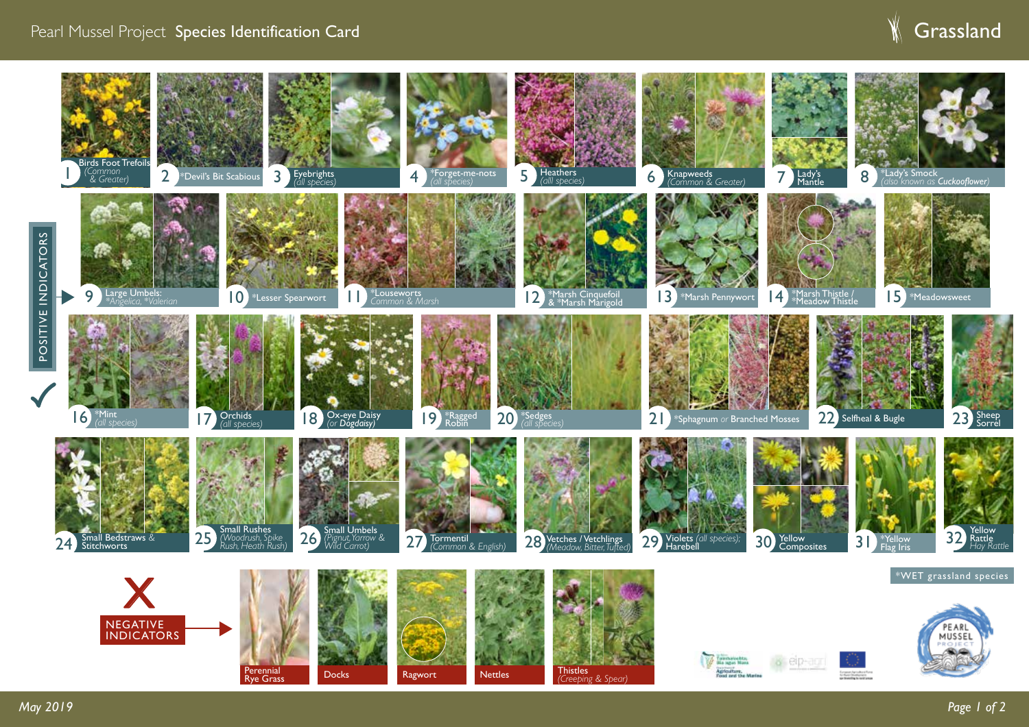# Pearl Mussel Project **Species Identification Card**

## Grassland

### POSITIVE INDICATORS

1. Birds Foot Trefoils *(Common & Greater)*
2. *Devil's Bit Scabious
3. Eyebrights *(all species)*
4. *Forget-me-nots *(all species)*
5. Heathers *(all species)*
6. Knapweeds *(Common & Greater)*
7. Lady's Mantle
8. *Lady's Smock *(also known as **Cuckooflower**)*
9. Large Umbels: *\*Angelica, \*Valerian*
10. *Lesser Spearwort
11. *Louseworts *Common & Marsh*
12. *Marsh Cinquefoil & *Marsh Marigold
13. *Marsh Pennywort
14. *Marsh Thistle / *Meadow Thistle
15. *Meadowsweet
16. *Mint *(all species)*
17. Orchids *(all species)*
18. Ox-eye Daisy *(or Dogdaisy)*
19. *Ragged Robin
20. *Sedges *(all species)*
21. *Sphagnum *or* Branched Mosses
22. Selfheal & Bugle
23. Sheep Sorrel
24. Small Bedstraws & Stitchworts
25. Small Rushes *(Woodrush, Spike Rush, Heath Rush)*
26. Small Umbels *(Pignut, Yarrow & Wild Carrot)*
27. Tormentil *(Common & English)*
28. Vetches / Vetchlings *(Meadow, Bitter, Tufted)*
29. Violets *(all species)*; Harebell
30. Yellow Composites
31. *Yellow Flag Iris
32. Yellow Rattle *Hay Rattle*

*WET grassland species

### NEGATIVE INDICATORS

- Perennial Rye Grass
- Docks
- Ragwort
- Nettles
- Thistles *(Creeping & Spear)*

May 2019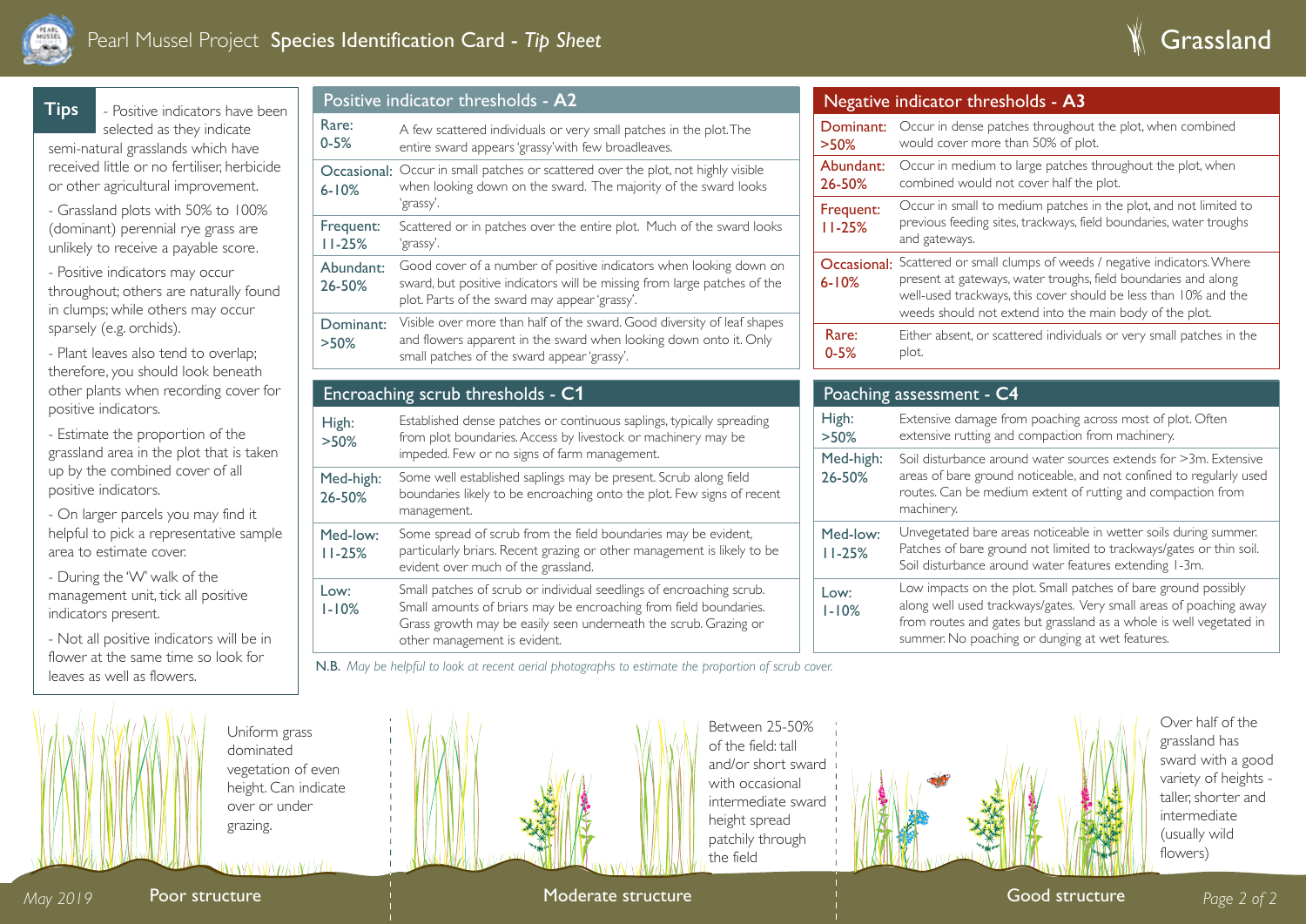# Pearl Mussel Project Species Identification Card - *Tip Sheet*

## Grassland

### Tips

- Positive indicators have been selected as they indicate semi-natural grasslands which have received little or no fertiliser, herbicide or other agricultural improvement.
- Grassland plots with 50% to 100% (dominant) perennial rye grass are unlikely to receive a payable score.
- Positive indicators may occur throughout; others are naturally found in clumps; while others may occur sparsely (e.g. orchids).
- Plant leaves also tend to overlap; therefore, you should look beneath other plants when recording cover for positive indicators.
- Estimate the proportion of the grassland area in the plot that is taken up by the combined cover of all positive indicators.
- On larger parcels you may find it helpful to pick a representative sample area to estimate cover.
- During the 'W' walk of the management unit, tick all positive indicators present.
- Not all positive indicators will be in flower at the same time so look for leaves as well as flowers.

### Positive indicator thresholds - A2

| | |
|---|---|
| Rare: 0-5% | A few scattered individuals or very small patches in the plot. The entire sward appears 'grassy' with few broadleaves. |
| Occasional: 6-10% | Occur in small patches or scattered over the plot, not highly visible when looking down on the sward. The majority of the sward looks 'grassy'. |
| Frequent: 11-25% | Scattered or in patches over the entire plot. Much of the sward looks 'grassy'. |
| Abundant: 26-50% | Good cover of a number of positive indicators when looking down on sward, but positive indicators will be missing from large patches of the plot. Parts of the sward may appear 'grassy'. |
| Dominant: >50% | Visible over more than half of the sward. Good diversity of leaf shapes and flowers apparent in the sward when looking down onto it. Only small patches of the sward appear 'grassy'. |

### Negative indicator thresholds - A3

| | |
|---|---|
| Dominant: >50% | Occur in dense patches throughout the plot, when combined would cover more than 50% of plot. |
| Abundant: 26-50% | Occur in medium to large patches throughout the plot, when combined would not cover half the plot. |
| Frequent: 11-25% | Occur in small to medium patches in the plot, and not limited to previous feeding sites, trackways, field boundaries, water troughs and gateways. |
| Occasional: 6-10% | Scattered or small clumps of weeds / negative indicators. Where present at gateways, water troughs, field boundaries and along well-used trackways, this cover should be less than 10% and the weeds should not extend into the main body of the plot. |
| Rare: 0-5% | Either absent, or scattered individuals or very small patches in the plot. |

### Encroaching scrub thresholds - C1

| | |
|---|---|
| High: >50% | Established dense patches or continuous saplings, typically spreading from plot boundaries. Access by livestock or machinery may be impeded. Few or no signs of farm management. |
| Med-high: 26-50% | Some well established saplings may be present. Scrub along field boundaries likely to be encroaching onto the plot. Few signs of recent management. |
| Med-low: 11-25% | Some spread of scrub from the field boundaries may be evident, particularly briars. Recent grazing or other management is likely to be evident over much of the grassland. |
| Low: 1-10% | Small patches of scrub or individual seedlings of encroaching scrub. Small amounts of briars may be encroaching from field boundaries. Grass growth may be easily seen underneath the scrub. Grazing or other management is evident. |

N.B. *May be helpful to look at recent aerial photographs to estimate the proportion of scrub cover.*

### Poaching assessment - C4

| | |
|---|---|
| High: >50% | Extensive damage from poaching across most of plot. Often extensive rutting and compaction from machinery. |
| Med-high: 26-50% | Soil disturbance around water sources extends for >3m. Extensive areas of bare ground noticeable, and not confined to regularly used routes. Can be medium extent of rutting and compaction from machinery. |
| Med-low: 11-25% | Unvegetated bare areas noticeable in wetter soils during summer. Patches of bare ground not limited to trackways/gates or thin soil. Soil disturbance around water features extending 1-3m. |
| Low: 1-10% | Low impacts on the plot. Small patches of bare ground possibly along well used trackways/gates. Very small areas of poaching away from routes and gates but grassland as a whole is well vegetated in summer. No poaching or dunging at wet features. |

**Poor structure**

Uniform grass dominated vegetation of even height. Can indicate over or under grazing.

**Moderate structure**

Between 25-50% of the field: tall and/or short sward with occasional intermediate sward height spread patchily through the field

**Good structure**

Over half of the grassland has sward with a good variety of heights - taller, shorter and intermediate (usually wild flowers)

*May 2019*